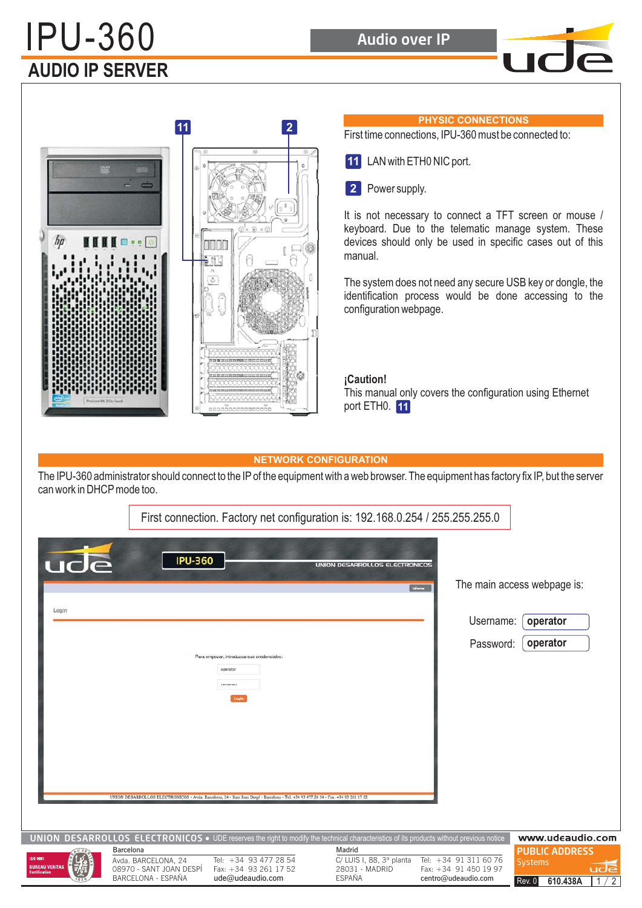# IPU-360

## AUDIO IP SERVER

Audio over IP

### PHYSIC CONNECTIONS

First time connections, IPU-360 must be connected to:

**11** LAN with ETH0 NIC port.

**2** Power supply.

It is not necessary to connect a TFT screen or mouse / keyboard. Due to the telematic manage system. These devices should only be used in specific cases out of this manual.

The system does not need any secure USB key or dongle, the identification process would be done accessing to the configuration webpage.

**¡Caution!**
This manual only covers the configuration using Ethernet port ETH0. **11**

### NETWORK CONFIGURATION

The IPU-360 administrator should connect to the IP of the equipment with a web browser. The equipment has factory fix IP, but the server can work in DHCP mode too.

First connection. Factory net configuration is: 192.168.0.254 / 255.255.255.0

The main access webpage is:

Username: **operator**

Password: **operator**

UNION DESARROLLOS ELECTRONICOS • UDE reserves the right to modify the technical characteristics of its products without previous notice

| Barcelona | | Madrid | |
|---|---|---|---|
| Avda. BARCELONA, 24 | Tel: +34 93 477 28 54 | C/ LUIS I, 88, 3ª planta | Tel: +34 91 311 60 76 |
| 08970 - SANT JOAN DESPÍ | Fax: +34 93 261 17 52 | 28031 - MADRID | Fax: +34 91 450 19 97 |
| BARCELONA - ESPAÑA | ude@udeaudio.com | ESPAÑA | centro@udeaudio.com |

www.udeaudio.com

PUBLIC ADDRESS Systems

Rev. 0 610.438A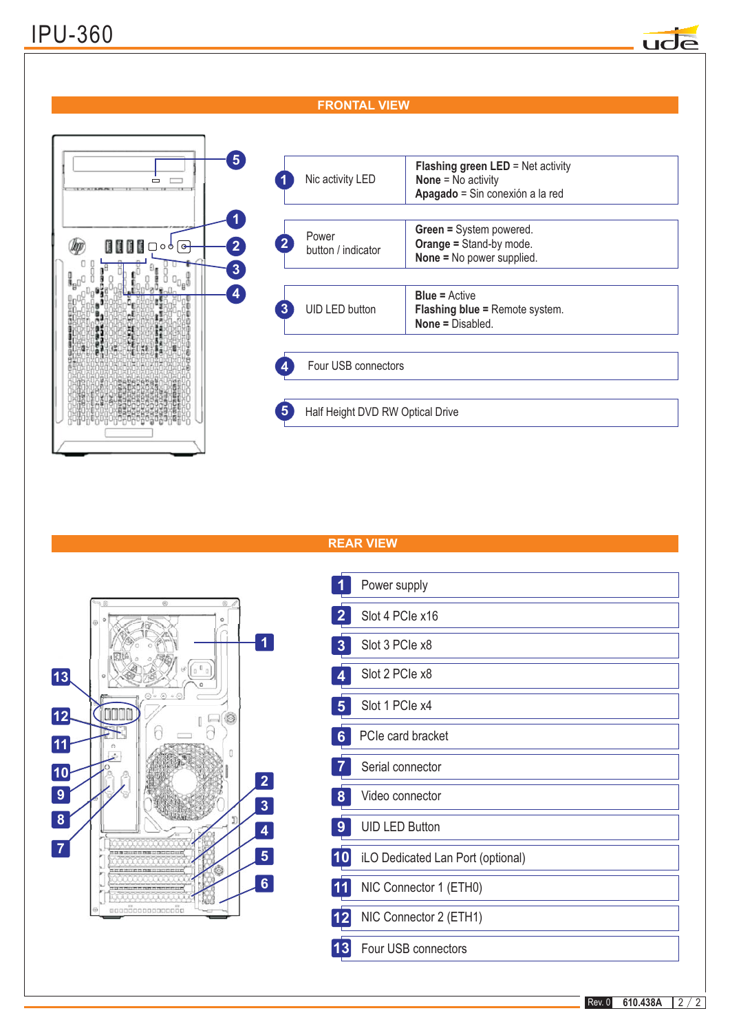## FRONTAL VIEW

| | | |
|---|---|---|
| 1 | Nic activity LED | **Flashing green LED** = Net activity<br>**None** = No activity<br>**Apagado** = Sin conexión a la red |
| 2 | Power button / indicator | **Green =** System powered.<br>**Orange =** Stand-by mode.<br>**None =** No power supplied. |
| 3 | UID LED button | **Blue =** Active<br>**Flashing blue =** Remote system.<br>**None =** Disabled. |
| 4 | Four USB connectors | |
| 5 | Half Height DVD RW Optical Drive | |

## REAR VIEW

| | |
|---|---|
| 1 | Power supply |
| 2 | Slot 4 PCIe x16 |
| 3 | Slot 3 PCIe x8 |
| 4 | Slot 2 PCIe x8 |
| 5 | Slot 1 PCIe x4 |
| 6 | PCIe card bracket |
| 7 | Serial connector |
| 8 | Video connector |
| 9 | UID LED Button |
| 10 | iLO Dedicated Lan Port (optional) |
| 11 | NIC Connector 1 (ETH0) |
| 12 | NIC Connector 2 (ETH1) |
| 13 | Four USB connectors |